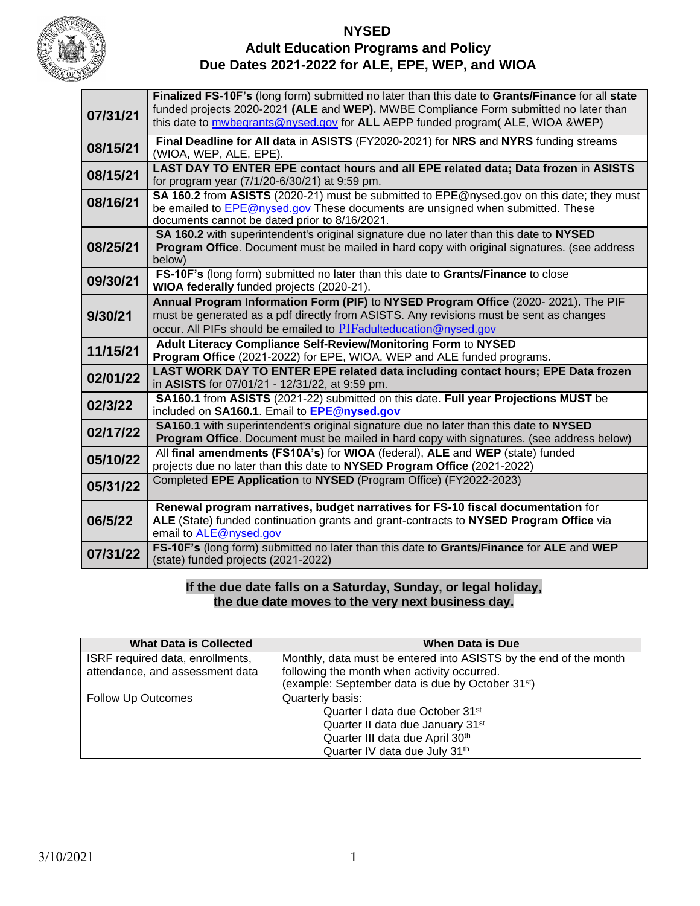# NYSED
## Adult Education Programs and Policy
## Due Dates 2021-2022 for ALE, EPE, WEP, and WIOA

| Date | Description |
|---|---|
| **07/31/21** | **Finalized FS-10F's** (long form) submitted no later than this date to **Grants/Finance** for all **state** funded projects 2020-2021 **(ALE** and **WEP).** MWBE Compliance Form submitted no later than this date to mwbegrants@nysed.gov for **ALL** AEPP funded program( ALE, WIOA &WEP) |
| **08/15/21** | **Final Deadline for All data** in **ASISTS** (FY2020-2021) for **NRS** and **NYRS** funding streams (WIOA, WEP, ALE, EPE). |
| **08/15/21** | **LAST DAY TO ENTER EPE contact hours and all EPE related data; Data frozen** in **ASISTS** for program year (7/1/20-6/30/21) at 9:59 pm. |
| **08/16/21** | **SA 160.2** from **ASISTS** (2020-21) must be submitted to EPE@nysed.gov on this date; they must be emailed to EPE@nysed.gov These documents are unsigned when submitted. These documents cannot be dated prior to 8/16/2021. |
| **08/25/21** | **SA 160.2** with superintendent's original signature due no later than this date to **NYSED Program Office**. Document must be mailed in hard copy with original signatures. (see address below) |
| **09/30/21** | **FS-10F's** (long form) submitted no later than this date to **Grants/Finance** to close **WIOA federally** funded projects (2020-21). |
| **9/30/21** | **Annual Program Information Form (PIF)** to **NYSED Program Office** (2020- 2021). The PIF must be generated as a pdf directly from ASISTS. Any revisions must be sent as changes occur. All PIFs should be emailed to PIFadulteducation@nysed.gov |
| **11/15/21** | **Adult Literacy Compliance Self-Review/Monitoring Form** to **NYSED Program Office** (2021-2022) for EPE, WIOA, WEP and ALE funded programs. |
| **02/01/22** | **LAST WORK DAY TO ENTER EPE related data including contact hours; EPE Data frozen** in **ASISTS** for 07/01/21 - 12/31/22, at 9:59 pm. |
| **02/3/22** | **SA160.1** from **ASISTS** (2021-22) submitted on this date. **Full year Projections MUST** be included on **SA160.1**. Email to **EPE@nysed.gov** |
| **02/17/22** | **SA160.1** with superintendent's original signature due no later than this date to **NYSED Program Office**. Document must be mailed in hard copy with signatures. (see address below) |
| **05/10/22** | All **final amendments (FS10A's)** for **WIOA** (federal), **ALE** and **WEP** (state) funded projects due no later than this date to **NYSED Program Office** (2021-2022) |
| **05/31/22** | Completed **EPE Application** to **NYSED** (Program Office) (FY2022-2023) |
| **06/5/22** | **Renewal program narratives, budget narratives for FS-10 fiscal documentation** for **ALE** (State) funded continuation grants and grant-contracts to **NYSED Program Office** via email to ALE@nysed.gov |
| **07/31/22** | **FS-10F's** (long form) submitted no later than this date to **Grants/Finance** for **ALE** and **WEP** (state) funded projects (2021-2022) |

**If the due date falls on a Saturday, Sunday, or legal holiday, the due date moves to the very next business day.**

| What Data is Collected | When Data is Due |
|---|---|
| ISRF required data, enrollments, attendance, and assessment data | Monthly, data must be entered into ASISTS by the end of the month following the month when activity occurred. (example: September data is due by October 31st) |
| Follow Up Outcomes | Quarterly basis:<br>Quarter I data due October 31st<br>Quarter II data due January 31st<br>Quarter III data due April 30th<br>Quarter IV data due July 31th |

3/10/2021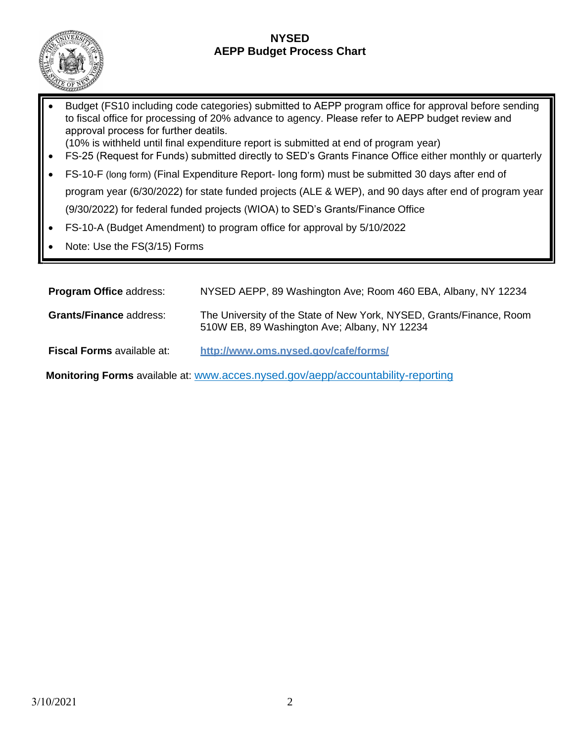# NYSED
## AEPP Budget Process Chart

- Budget (FS10 including code categories) submitted to AEPP program office for approval before sending to fiscal office for processing of 20% advance to agency. Please refer to AEPP budget review and approval process for further deatils.
  (10% is withheld until final expenditure report is submitted at end of program year)
- FS-25 (Request for Funds) submitted directly to SED's Grants Finance Office either monthly or quarterly
- FS-10-F (long form) (Final Expenditure Report- long form) must be submitted 30 days after end of program year (6/30/2022) for state funded projects (ALE & WEP), and 90 days after end of program year (9/30/2022) for federal funded projects (WIOA) to SED's Grants/Finance Office
- FS-10-A (Budget Amendment) to program office for approval by 5/10/2022
- Note: Use the FS(3/15) Forms

**Program Office** address: NYSED AEPP, 89 Washington Ave; Room 460 EBA, Albany, NY 12234

**Grants/Finance** address: The University of the State of New York, NYSED, Grants/Finance, Room 510W EB, 89 Washington Ave; Albany, NY 12234

**Fiscal Forms** available at: http://www.oms.nysed.gov/cafe/forms/

**Monitoring Forms** available at: www.acces.nysed.gov/aepp/accountability-reporting

3/10/2021